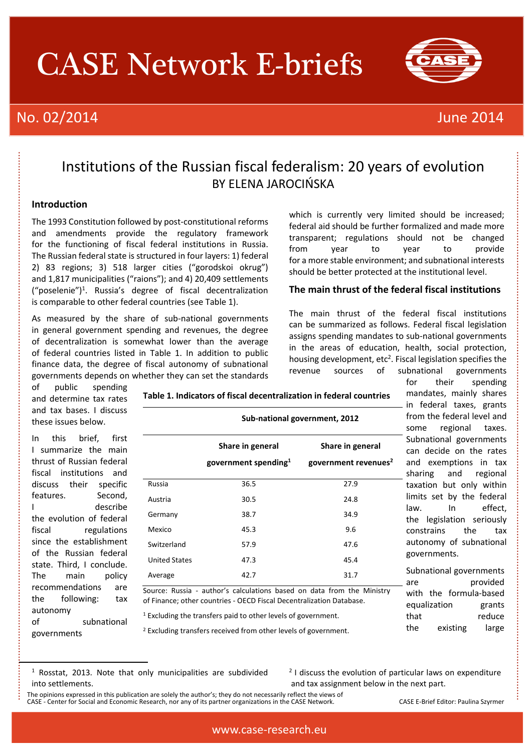# CASE Network E-briefs

No. 02/2014 June 2014

## Institutions of the Russian fiscal federalism: 20 years of evolution

BY ELENA JAROCIŃSKA

### Introduction

The 1993 Constitution followed by post-constitutional reforms and amendments provide the regulatory framework for the functioning of fiscal federal institutions in Russia. The Russian federal state is structured in four layers: 1) federal 2) 83 regions; 3) 518 larger cities ("gorodskoi okrug") and 1,817 municipalities ("raions"); and 4) 20,409 settlements ("poselenie")[1]. Russia's degree of fiscal decentralization is comparable to other federal countries (see Table 1).

As measured by the share of sub-national governments in general government spending and revenues, the degree of decentralization is somewhat lower than the average of federal countries listed in Table 1. In addition to public finance data, the degree of fiscal autonomy of subnational governments depends on whether they can set the standards of public spending and determine tax rates and tax bases. I discuss these issues below.

In this brief, first I summarize the main thrust of Russian federal fiscal institutions and discuss their specific features. Second, I describe the evolution of federal fiscal regulations since the establishment of the Russian federal state. Third, I conclude. The main policy recommendations are the following: tax autonomy of subnational governments which is currently very limited should be increased; federal aid should be further formalized and made more transparent; regulations should not be changed from year to year to provide for a more stable environment; and subnational interests should be better protected at the institutional level.

**Table 1. Indicators of fiscal decentralization in federal countries**

| | Sub-national government, 2012 | |
|---|---|---|
| | Share in general government spending[1] | Share in general government revenues[2] |
| Russia | 36.5 | 27.9 |
| Austria | 30.5 | 24.8 |
| Germany | 38.7 | 34.9 |
| Mexico | 45.3 | 9.6 |
| Switzerland | 57.9 | 47.6 |
| United States | 47.3 | 45.4 |
| Average | 42.7 | 31.7 |

Source: Russia - author's calculations based on data from the Ministry of Finance; other countries - OECD Fiscal Decentralization Database.

[1] Excluding the transfers paid to other levels of government.

[2] Excluding transfers received from other levels of government.

### The main thrust of the federal fiscal institutions

The main thrust of the federal fiscal institutions can be summarized as follows. Federal fiscal legislation assigns spending mandates to sub-national governments in the areas of education, health, social protection, housing development, etc[2]. Fiscal legislation specifies the revenue sources of subnational governments for their spending mandates, mainly shares in federal taxes, grants from the federal level and some regional taxes. Subnational governments can decide on the rates and exemptions in tax sharing and regional taxation but only within limits set by the federal law. In effect, the legislation seriously constrains the tax autonomy of subnational governments.

Subnational governments are provided with the formula-based equalization grants that reduce the existing large

---

[1] Rosstat, 2013. Note that only municipalities are subdivided into settlements.

[2] I discuss the evolution of particular laws on expenditure and tax assignment below in the next part.

The opinions expressed in this publication are solely the author's; they do not necessarily reflect the views of CASE - Center for Social and Economic Research, nor any of its partner organizations in the CASE Network.

CASE E-Brief Editor: Paulina Szyrmer

www.case-research.eu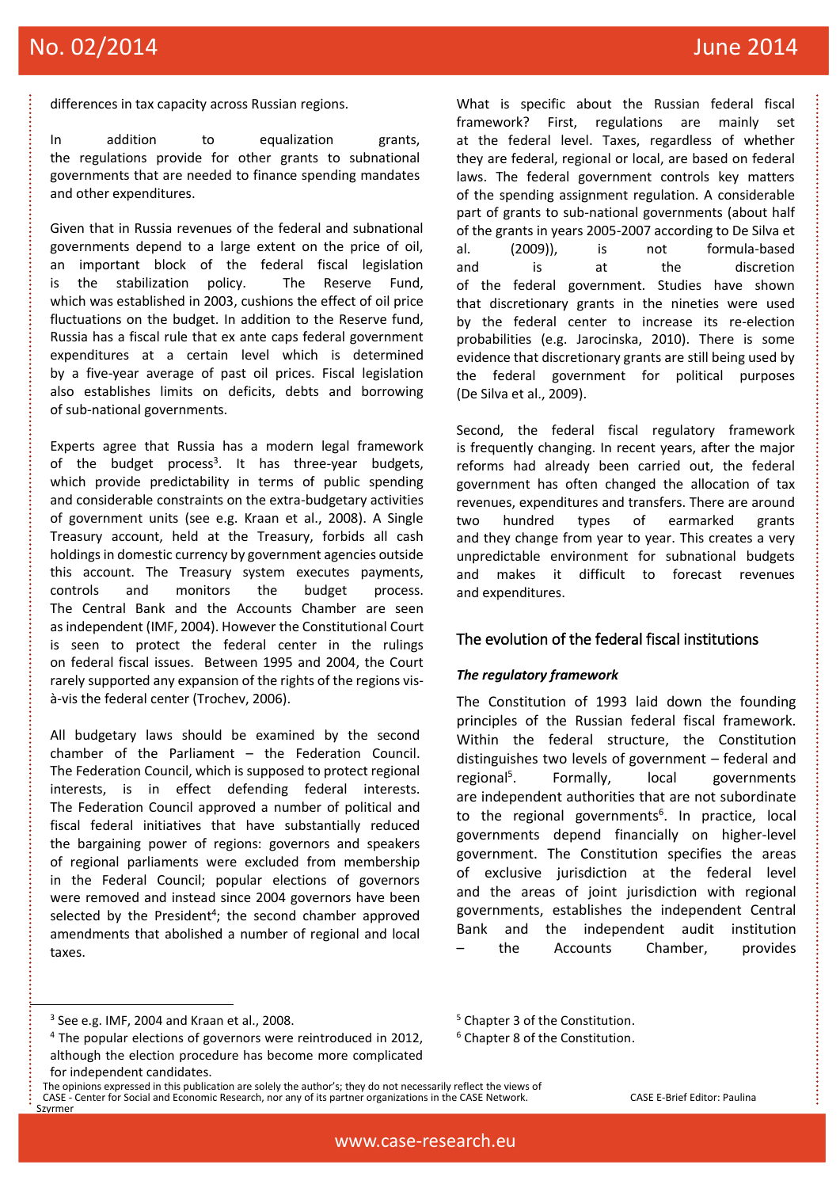differences in tax capacity across Russian regions.

In addition to equalization grants, the regulations provide for other grants to subnational governments that are needed to finance spending mandates and other expenditures.

Given that in Russia revenues of the federal and subnational governments depend to a large extent on the price of oil, an important block of the federal fiscal legislation is the stabilization policy. The Reserve Fund, which was established in 2003, cushions the effect of oil price fluctuations on the budget. In addition to the Reserve fund, Russia has a fiscal rule that ex ante caps federal government expenditures at a certain level which is determined by a five-year average of past oil prices. Fiscal legislation also establishes limits on deficits, debts and borrowing of sub-national governments.

Experts agree that Russia has a modern legal framework of the budget process[3]. It has three-year budgets, which provide predictability in terms of public spending and considerable constraints on the extra-budgetary activities of government units (see e.g. Kraan et al., 2008). A Single Treasury account, held at the Treasury, forbids all cash holdings in domestic currency by government agencies outside this account. The Treasury system executes payments, controls and monitors the budget process. The Central Bank and the Accounts Chamber are seen as independent (IMF, 2004). However the Constitutional Court is seen to protect the federal center in the rulings on federal fiscal issues. Between 1995 and 2004, the Court rarely supported any expansion of the rights of the regions vis-à-vis the federal center (Trochev, 2006).

All budgetary laws should be examined by the second chamber of the Parliament – the Federation Council. The Federation Council, which is supposed to protect regional interests, is in effect defending federal interests. The Federation Council approved a number of political and fiscal federal initiatives that have substantially reduced the bargaining power of regions: governors and speakers of regional parliaments were excluded from membership in the Federal Council; popular elections of governors were removed and instead since 2004 governors have been selected by the President[4]; the second chamber approved amendments that abolished a number of regional and local taxes.

What is specific about the Russian federal fiscal framework? First, regulations are mainly set at the federal level. Taxes, regardless of whether they are federal, regional or local, are based on federal laws. The federal government controls key matters of the spending assignment regulation. A considerable part of grants to sub-national governments (about half of the grants in years 2005-2007 according to De Silva et al. (2009)), is not formula-based and is at the discretion of the federal government. Studies have shown that discretionary grants in the nineties were used by the federal center to increase its re-election probabilities (e.g. Jarocinska, 2010). There is some evidence that discretionary grants are still being used by the federal government for political purposes (De Silva et al., 2009).

Second, the federal fiscal regulatory framework is frequently changing. In recent years, after the major reforms had already been carried out, the federal government has often changed the allocation of tax revenues, expenditures and transfers. There are around two hundred types of earmarked grants and they change from year to year. This creates a very unpredictable environment for subnational budgets and makes it difficult to forecast revenues and expenditures.

## The evolution of the federal fiscal institutions

***The regulatory framework***

The Constitution of 1993 laid down the founding principles of the Russian federal fiscal framework. Within the federal structure, the Constitution distinguishes two levels of government – federal and regional[5]. Formally, local governments are independent authorities that are not subordinate to the regional governments[6]. In practice, local governments depend financially on higher-level government. The Constitution specifies the areas of exclusive jurisdiction at the federal level and the areas of joint jurisdiction with regional governments, establishes the independent Central Bank and the independent audit institution – the Accounts Chamber, provides

---

[3] See e.g. IMF, 2004 and Kraan et al., 2008.

[4] The popular elections of governors were reintroduced in 2012, although the election procedure has become more complicated for independent candidates.

[5] Chapter 3 of the Constitution.

[6] Chapter 8 of the Constitution.

The opinions expressed in this publication are solely the author's; they do not necessarily reflect the views of CASE - Center for Social and Economic Research, nor any of its partner organizations in the CASE Network. CASE E-Brief Editor: Paulina Szyrmer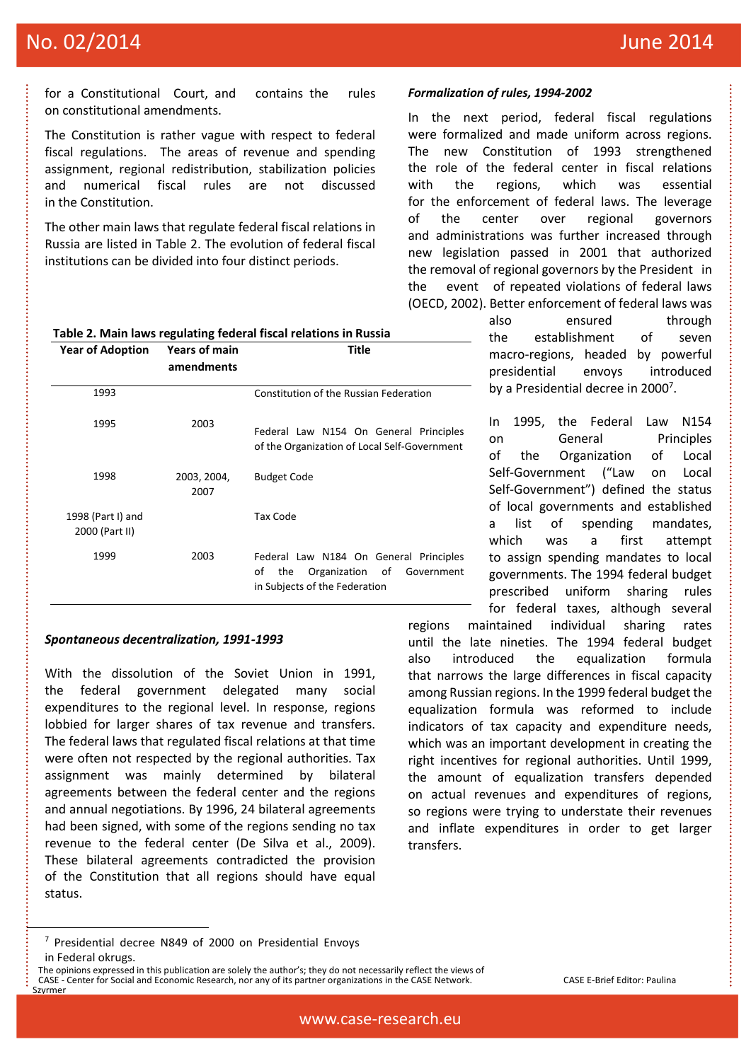for a Constitutional Court, and contains the rules on constitutional amendments.

The Constitution is rather vague with respect to federal fiscal regulations. The areas of revenue and spending assignment, regional redistribution, stabilization policies and numerical fiscal rules are not discussed in the Constitution.

The other main laws that regulate federal fiscal relations in Russia are listed in Table 2. The evolution of federal fiscal institutions can be divided into four distinct periods.

**Table 2. Main laws regulating federal fiscal relations in Russia**

| Year of Adoption | Years of main amendments | Title |
|---|---|---|
| 1993 | | Constitution of the Russian Federation |
| 1995 | 2003 | Federal Law N154 On General Principles of the Organization of Local Self-Government |
| 1998 | 2003, 2004, 2007 | Budget Code |
| 1998 (Part I) and 2000 (Part II) | | Tax Code |
| 1999 | 2003 | Federal Law N184 On General Principles of the Organization of Government in Subjects of the Federation |

***Spontaneous decentralization, 1991-1993***

With the dissolution of the Soviet Union in 1991, the federal government delegated many social expenditures to the regional level. In response, regions lobbied for larger shares of tax revenue and transfers. The federal laws that regulated fiscal relations at that time were often not respected by the regional authorities. Tax assignment was mainly determined by bilateral agreements between the federal center and the regions and annual negotiations. By 1996, 24 bilateral agreements had been signed, with some of the regions sending no tax revenue to the federal center (De Silva et al., 2009). These bilateral agreements contradicted the provision of the Constitution that all regions should have equal status.

***Formalization of rules, 1994-2002***

In the next period, federal fiscal regulations were formalized and made uniform across regions. The new Constitution of 1993 strengthened the role of the federal center in fiscal relations with the regions, which was essential for the enforcement of federal laws. The leverage of the center over regional governors and administrations was further increased through new legislation passed in 2001 that authorized the removal of regional governors by the President in the event of repeated violations of federal laws (OECD, 2002). Better enforcement of federal laws was also ensured through the establishment of seven macro-regions, headed by powerful presidential envoys introduced by a Presidential decree in 2000[7].

In 1995, the Federal Law N154 on General Principles of the Organization of Local Self-Government ("Law on Local Self-Government") defined the status of local governments and established a list of spending mandates, which was a first attempt to assign spending mandates to local governments. The 1994 federal budget prescribed uniform sharing rules for federal taxes, although several regions maintained individual sharing rates until the late nineties. The 1994 federal budget also introduced the equalization formula that narrows the large differences in fiscal capacity among Russian regions. In the 1999 federal budget the equalization formula was reformed to include indicators of tax capacity and expenditure needs, which was an important development in creating the right incentives for regional authorities. Until 1999, the amount of equalization transfers depended on actual revenues and expenditures of regions, so regions were trying to understate their revenues and inflate expenditures in order to get larger transfers.

---

[7] Presidential decree N849 of 2000 on Presidential Envoys in Federal okrugs.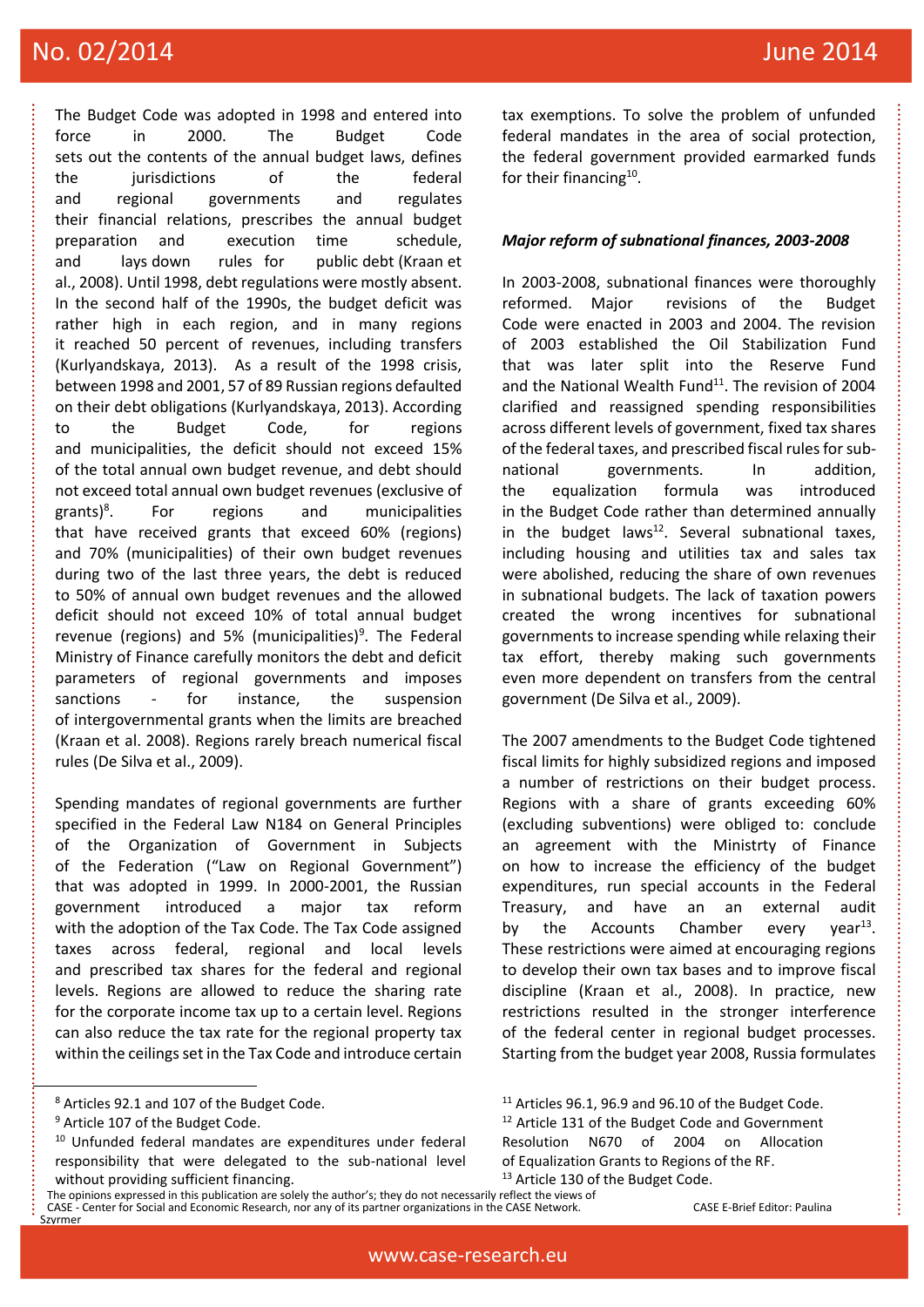The Budget Code was adopted in 1998 and entered into force in 2000. The Budget Code sets out the contents of the annual budget laws, defines the jurisdictions of the federal and regional governments and regulates their financial relations, prescribes the annual budget preparation and execution time schedule, and lays down rules for public debt (Kraan et al., 2008). Until 1998, debt regulations were mostly absent. In the second half of the 1990s, the budget deficit was rather high in each region, and in many regions it reached 50 percent of revenues, including transfers (Kurlyandskaya, 2013). As a result of the 1998 crisis, between 1998 and 2001, 57 of 89 Russian regions defaulted on their debt obligations (Kurlyandskaya, 2013). According to the Budget Code, for regions and municipalities, the deficit should not exceed 15% of the total annual own budget revenue, and debt should not exceed total annual own budget revenues (exclusive of grants)[8]. For regions and municipalities that have received grants that exceed 60% (regions) and 70% (municipalities) of their own budget revenues during two of the last three years, the debt is reduced to 50% of annual own budget revenues and the allowed deficit should not exceed 10% of total annual budget revenue (regions) and 5% (municipalities)[9]. The Federal Ministry of Finance carefully monitors the debt and deficit parameters of regional governments and imposes sanctions - for instance, the suspension of intergovernmental grants when the limits are breached (Kraan et al. 2008). Regions rarely breach numerical fiscal rules (De Silva et al., 2009).

Spending mandates of regional governments are further specified in the Federal Law N184 on General Principles of the Organization of Government in Subjects of the Federation ("Law on Regional Government") that was adopted in 1999. In 2000-2001, the Russian government introduced a major tax reform with the adoption of the Tax Code. The Tax Code assigned taxes across federal, regional and local levels and prescribed tax shares for the federal and regional levels. Regions are allowed to reduce the sharing rate for the corporate income tax up to a certain level. Regions can also reduce the tax rate for the regional property tax within the ceilings set in the Tax Code and introduce certain tax exemptions. To solve the problem of unfunded federal mandates in the area of social protection, the federal government provided earmarked funds for their financing[10].

***Major reform of subnational finances, 2003-2008***

In 2003-2008, subnational finances were thoroughly reformed. Major revisions of the Budget Code were enacted in 2003 and 2004. The revision of 2003 established the Oil Stabilization Fund that was later split into the Reserve Fund and the National Wealth Fund[11]. The revision of 2004 clarified and reassigned spending responsibilities across different levels of government, fixed tax shares of the federal taxes, and prescribed fiscal rules for sub-national governments. In addition, the equalization formula was introduced in the Budget Code rather than determined annually in the budget laws[12]. Several subnational taxes, including housing and utilities tax and sales tax were abolished, reducing the share of own revenues in subnational budgets. The lack of taxation powers created the wrong incentives for subnational governments to increase spending while relaxing their tax effort, thereby making such governments even more dependent on transfers from the central government (De Silva et al., 2009).

The 2007 amendments to the Budget Code tightened fiscal limits for highly subsidized regions and imposed a number of restrictions on their budget process. Regions with a share of grants exceeding 60% (excluding subventions) were obliged to: conclude an agreement with the Ministrty of Finance on how to increase the efficiency of the budget expenditures, run special accounts in the Federal Treasury, and have an an external audit by the Accounts Chamber every year[13]. These restrictions were aimed at encouraging regions to develop their own tax bases and to improve fiscal discipline (Kraan et al., 2008). In practice, new restrictions resulted in the stronger interference of the federal center in regional budget processes. Starting from the budget year 2008, Russia formulates

---

[8] Articles 92.1 and 107 of the Budget Code.

[9] Article 107 of the Budget Code.

[10] Unfunded federal mandates are expenditures under federal responsibility that were delegated to the sub-national level without providing sufficient financing.

[11] Articles 96.1, 96.9 and 96.10 of the Budget Code.

[12] Article 131 of the Budget Code and Government Resolution N670 of 2004 on Allocation of Equalization Grants to Regions of the RF.

[13] Article 130 of the Budget Code.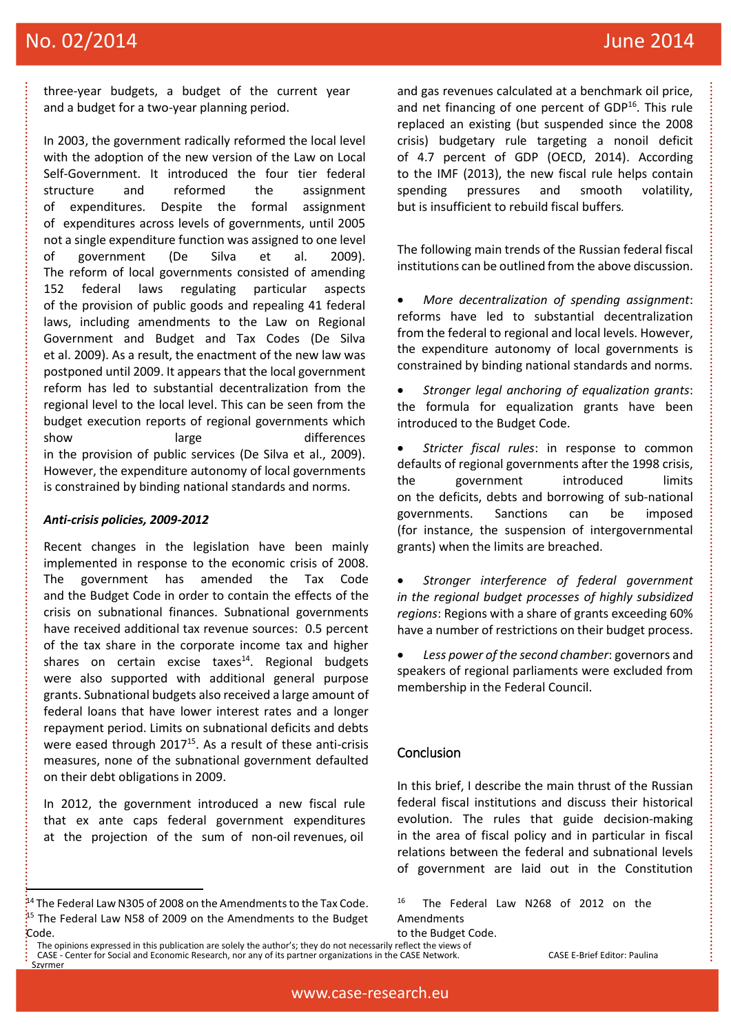three-year budgets, a budget of the current year and a budget for a two-year planning period.

In 2003, the government radically reformed the local level with the adoption of the new version of the Law on Local Self-Government. It introduced the four tier federal structure and reformed the assignment of expenditures. Despite the formal assignment of expenditures across levels of governments, until 2005 not a single expenditure function was assigned to one level of government (De Silva et al. 2009). The reform of local governments consisted of amending 152 federal laws regulating particular aspects of the provision of public goods and repealing 41 federal laws, including amendments to the Law on Regional Government and Budget and Tax Codes (De Silva et al. 2009). As a result, the enactment of the new law was postponed until 2009. It appears that the local government reform has led to substantial decentralization from the regional level to the local level. This can be seen from the budget execution reports of regional governments which show large differences in the provision of public services (De Silva et al., 2009). However, the expenditure autonomy of local governments is constrained by binding national standards and norms.

***Anti-crisis policies, 2009-2012***

Recent changes in the legislation have been mainly implemented in response to the economic crisis of 2008. The government has amended the Tax Code and the Budget Code in order to contain the effects of the crisis on subnational finances. Subnational governments have received additional tax revenue sources: 0.5 percent of the tax share in the corporate income tax and higher shares on certain excise taxes[14]. Regional budgets were also supported with additional general purpose grants. Subnational budgets also received a large amount of federal loans that have lower interest rates and a longer repayment period. Limits on subnational deficits and debts were eased through 2017[15]. As a result of these anti-crisis measures, none of the subnational government defaulted on their debt obligations in 2009.

In 2012, the government introduced a new fiscal rule that ex ante caps federal government expenditures at the projection of the sum of non-oil revenues, oil and gas revenues calculated at a benchmark oil price, and net financing of one percent of GDP[16]. This rule replaced an existing (but suspended since the 2008 crisis) budgetary rule targeting a nonoil deficit of 4.7 percent of GDP (OECD, 2014). According to the IMF (2013), the new fiscal rule helps contain spending pressures and smooth volatility, but is insufficient to rebuild fiscal buffers.

The following main trends of the Russian federal fiscal institutions can be outlined from the above discussion.

- *More decentralization of spending assignment*: reforms have led to substantial decentralization from the federal to regional and local levels. However, the expenditure autonomy of local governments is constrained by binding national standards and norms.
- *Stronger legal anchoring of equalization grants*: the formula for equalization grants have been introduced to the Budget Code.
- *Stricter fiscal rules*: in response to common defaults of regional governments after the 1998 crisis, the government introduced limits on the deficits, debts and borrowing of sub-national governments. Sanctions can be imposed (for instance, the suspension of intergovernmental grants) when the limits are breached.
- *Stronger interference of federal government in the regional budget processes of highly subsidized regions*: Regions with a share of grants exceeding 60% have a number of restrictions on their budget process.
- *Less power of the second chamber*: governors and speakers of regional parliaments were excluded from membership in the Federal Council.

## Conclusion

In this brief, I describe the main thrust of the Russian federal fiscal institutions and discuss their historical evolution. The rules that guide decision-making in the area of fiscal policy and in particular in fiscal relations between the federal and subnational levels of government are laid out in the Constitution

---

[14] The Federal Law N305 of 2008 on the Amendments to the Tax Code.

[15] The Federal Law N58 of 2009 on the Amendments to the Budget Code.

[16] The Federal Law N268 of 2012 on the Amendments to the Budget Code.

The opinions expressed in this publication are solely the author's; they do not necessarily reflect the views of CASE - Center for Social and Economic Research, nor any of its partner organizations in the CASE Network. CASE E-Brief Editor: Paulina Szyrmer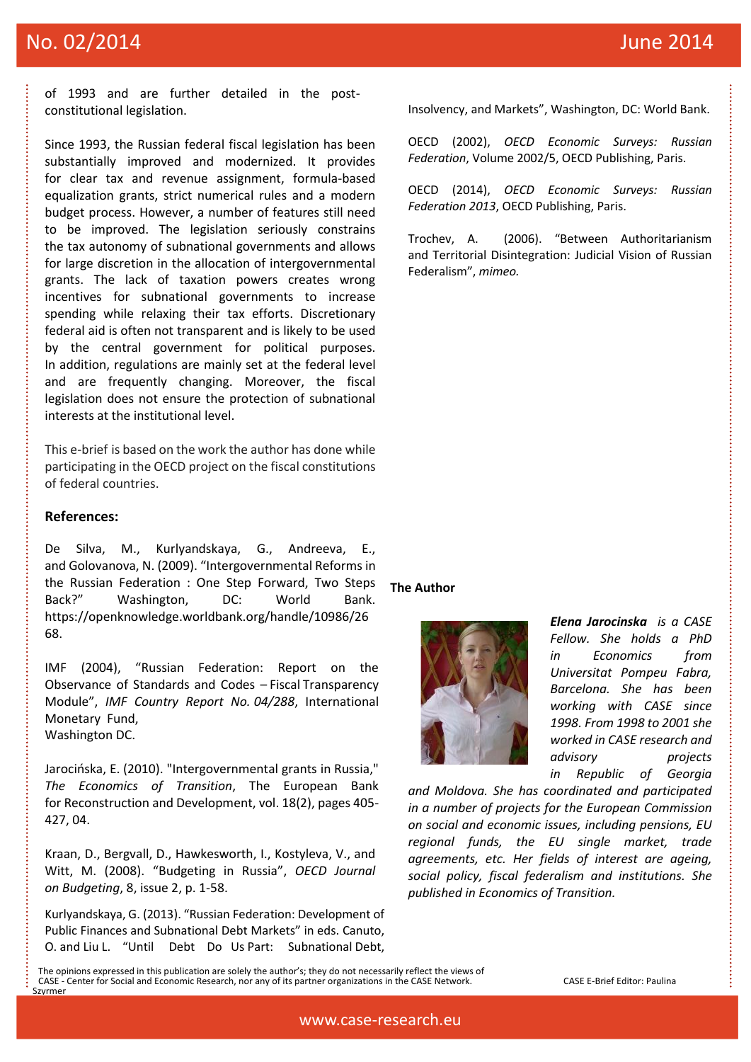of 1993 and are further detailed in the post-constitutional legislation.

Since 1993, the Russian federal fiscal legislation has been substantially improved and modernized. It provides for clear tax and revenue assignment, formula-based equalization grants, strict numerical rules and a modern budget process. However, a number of features still need to be improved. The legislation seriously constrains the tax autonomy of subnational governments and allows for large discretion in the allocation of intergovernmental grants. The lack of taxation powers creates wrong incentives for subnational governments to increase spending while relaxing their tax efforts. Discretionary federal aid is often not transparent and is likely to be used by the central government for political purposes. In addition, regulations are mainly set at the federal level and are frequently changing. Moreover, the fiscal legislation does not ensure the protection of subnational interests at the institutional level.

This e-brief is based on the work the author has done while participating in the OECD project on the fiscal constitutions of federal countries.

### References:

De Silva, M., Kurlyandskaya, G., Andreeva, E., and Golovanova, N. (2009). "Intergovernmental Reforms in the Russian Federation : One Step Forward, Two Steps Back?" Washington, DC: World Bank. https://openknowledge.worldbank.org/handle/10986/2668.

IMF (2004), "Russian Federation: Report on the Observance of Standards and Codes – Fiscal Transparency Module", *IMF Country Report No. 04/288*, International Monetary Fund, Washington DC.

Jarocińska, E. (2010). "Intergovernmental grants in Russia," *The Economics of Transition*, The European Bank for Reconstruction and Development, vol. 18(2), pages 405-427, 04.

Kraan, D., Bergvall, D., Hawkesworth, I., Kostyleva, V., and Witt, M. (2008). "Budgeting in Russia", *OECD Journal on Budgeting*, 8, issue 2, p. 1-58.

Kurlyandskaya, G. (2013). "Russian Federation: Development of Public Finances and Subnational Debt Markets" in eds. Canuto, O. and Liu L. "Until Debt Do Us Part: Subnational Debt, Insolvency, and Markets", Washington, DC: World Bank.

OECD (2002), *OECD Economic Surveys: Russian Federation*, Volume 2002/5, OECD Publishing, Paris.

OECD (2014), *OECD Economic Surveys: Russian Federation 2013*, OECD Publishing, Paris.

Trochev, A. (2006). "Between Authoritarianism and Territorial Disintegration: Judicial Vision of Russian Federalism", *mimeo.*

### The Author

***Elena Jarocinska*** *is a CASE Fellow. She holds a PhD in Economics from Universitat Pompeu Fabra, Barcelona. She has been working with CASE since 1998. From 1998 to 2001 she worked in CASE research and advisory projects in Republic of Georgia and Moldova. She has coordinated and participated in a number of projects for the European Commission on social and economic issues, including pensions, EU regional funds, the EU single market, trade agreements, etc. Her fields of interest are ageing, social policy, fiscal federalism and institutions. She published in Economics of Transition.*

The opinions expressed in this publication are solely the author's; they do not necessarily reflect the views of CASE - Center for Social and Economic Research, nor any of its partner organizations in the CASE Network.

CASE E-Brief Editor: Paulina Szyrmer